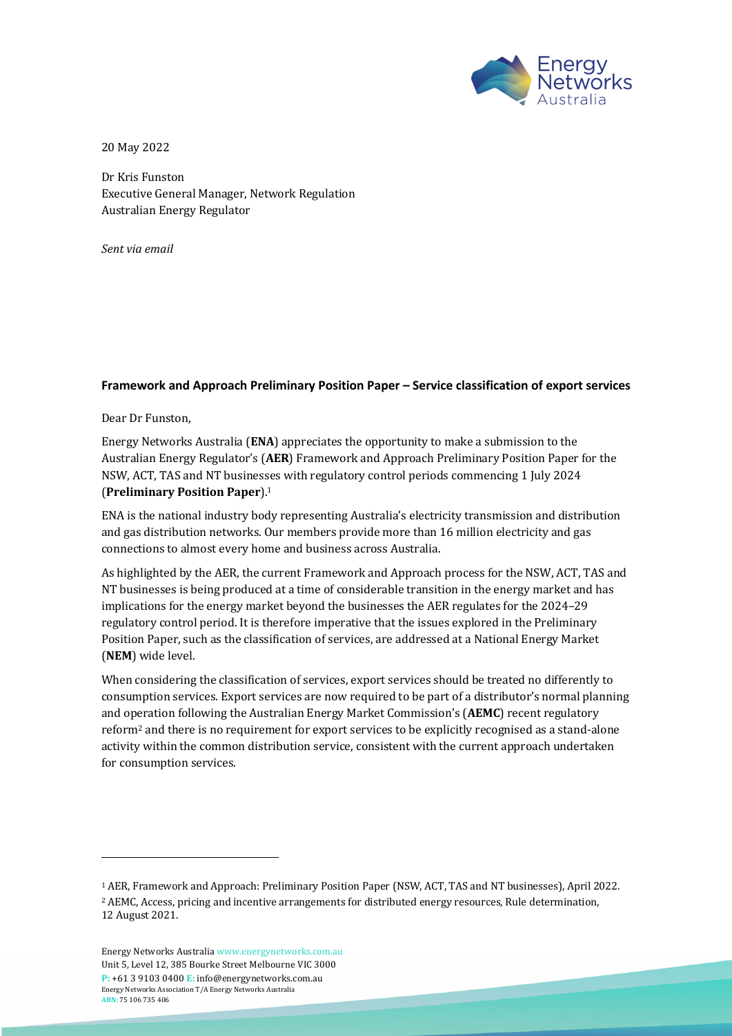20 May 2022

Dr Kris Funston
Executive General Manager, Network Regulation
Australian Energy Regulator

*Sent via email*

**Framework and Approach Preliminary Position Paper – Service classification of export services**

Dear Dr Funston,

Energy Networks Australia (**ENA**) appreciates the opportunity to make a submission to the Australian Energy Regulator's (**AER**) Framework and Approach Preliminary Position Paper for the NSW, ACT, TAS and NT businesses with regulatory control periods commencing 1 July 2024 (**Preliminary Position Paper**).[1]

ENA is the national industry body representing Australia's electricity transmission and distribution and gas distribution networks. Our members provide more than 16 million electricity and gas connections to almost every home and business across Australia.

As highlighted by the AER, the current Framework and Approach process for the NSW, ACT, TAS and NT businesses is being produced at a time of considerable transition in the energy market and has implications for the energy market beyond the businesses the AER regulates for the 2024–29 regulatory control period. It is therefore imperative that the issues explored in the Preliminary Position Paper, such as the classification of services, are addressed at a National Energy Market (**NEM**) wide level.

When considering the classification of services, export services should be treated no differently to consumption services. Export services are now required to be part of a distributor's normal planning and operation following the Australian Energy Market Commission's (**AEMC**) recent regulatory reform[2] and there is no requirement for export services to be explicitly recognised as a stand-alone activity within the common distribution service, consistent with the current approach undertaken for consumption services.

[1] AER, Framework and Approach: Preliminary Position Paper (NSW, ACT, TAS and NT businesses), April 2022.

[2] AEMC, Access, pricing and incentive arrangements for distributed energy resources, Rule determination, 12 August 2021.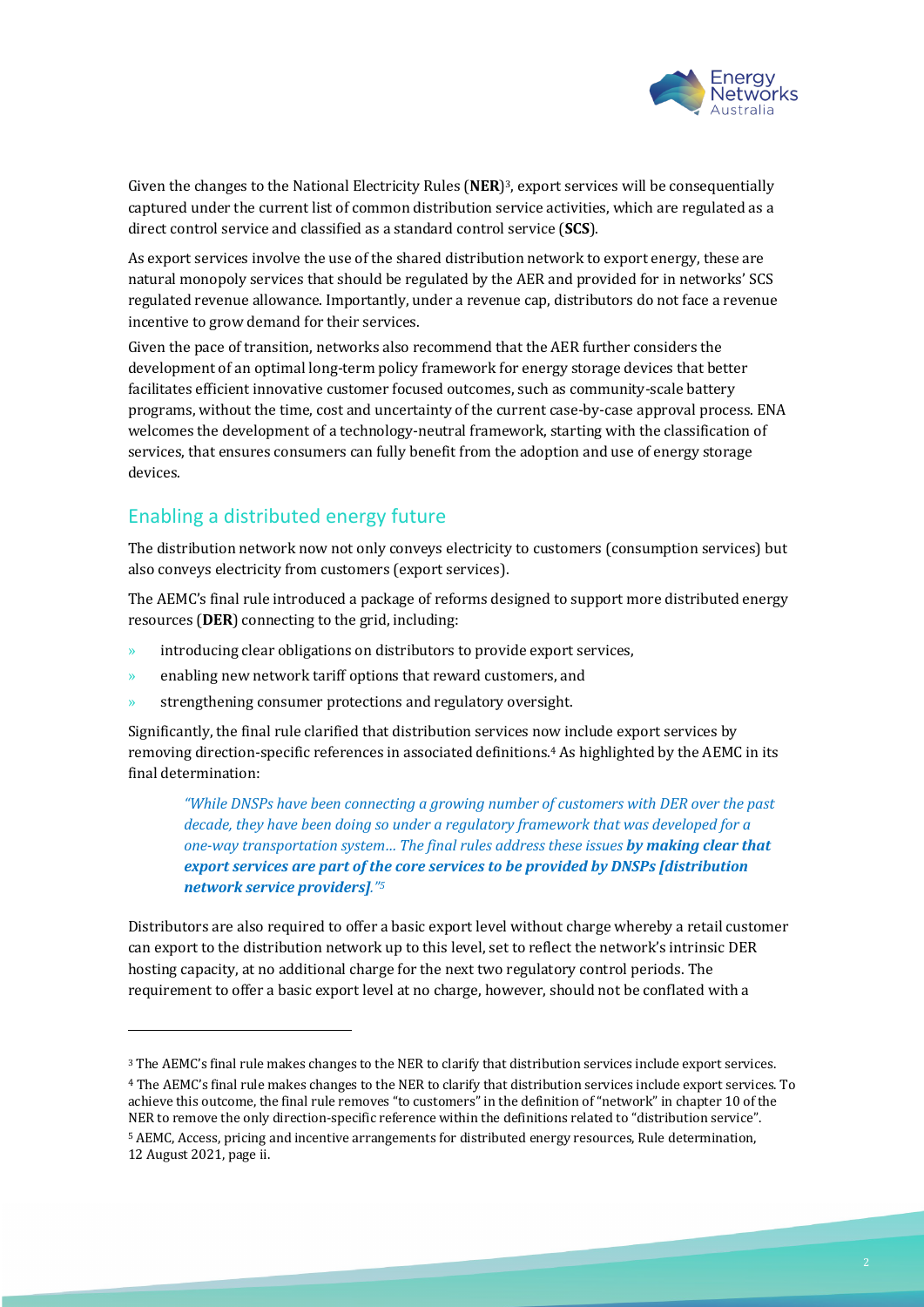Given the changes to the National Electricity Rules (**NER**)[3], export services will be consequentially captured under the current list of common distribution service activities, which are regulated as a direct control service and classified as a standard control service (**SCS**).

As export services involve the use of the shared distribution network to export energy, these are natural monopoly services that should be regulated by the AER and provided for in networks' SCS regulated revenue allowance. Importantly, under a revenue cap, distributors do not face a revenue incentive to grow demand for their services.

Given the pace of transition, networks also recommend that the AER further considers the development of an optimal long-term policy framework for energy storage devices that better facilitates efficient innovative customer focused outcomes, such as community-scale battery programs, without the time, cost and uncertainty of the current case-by-case approval process. ENA welcomes the development of a technology-neutral framework, starting with the classification of services, that ensures consumers can fully benefit from the adoption and use of energy storage devices.

## Enabling a distributed energy future

The distribution network now not only conveys electricity to customers (consumption services) but also conveys electricity from customers (export services).

The AEMC's final rule introduced a package of reforms designed to support more distributed energy resources (**DER**) connecting to the grid, including:

- introducing clear obligations on distributors to provide export services,
- enabling new network tariff options that reward customers, and
- strengthening consumer protections and regulatory oversight.

Significantly, the final rule clarified that distribution services now include export services by removing direction-specific references in associated definitions.[4] As highlighted by the AEMC in its final determination:

> *"While DNSPs have been connecting a growing number of customers with DER over the past decade, they have been doing so under a regulatory framework that was developed for a one-way transportation system… The final rules address these issues* ***by making clear that export services are part of the core services to be provided by DNSPs [distribution network service providers]****."*[5]

Distributors are also required to offer a basic export level without charge whereby a retail customer can export to the distribution network up to this level, set to reflect the network's intrinsic DER hosting capacity, at no additional charge for the next two regulatory control periods. The requirement to offer a basic export level at no charge, however, should not be conflated with a

---

[3] The AEMC's final rule makes changes to the NER to clarify that distribution services include export services.

[4] The AEMC's final rule makes changes to the NER to clarify that distribution services include export services. To achieve this outcome, the final rule removes "to customers" in the definition of "network" in chapter 10 of the NER to remove the only direction-specific reference within the definitions related to "distribution service".

[5] AEMC, Access, pricing and incentive arrangements for distributed energy resources, Rule determination, 12 August 2021, page ii.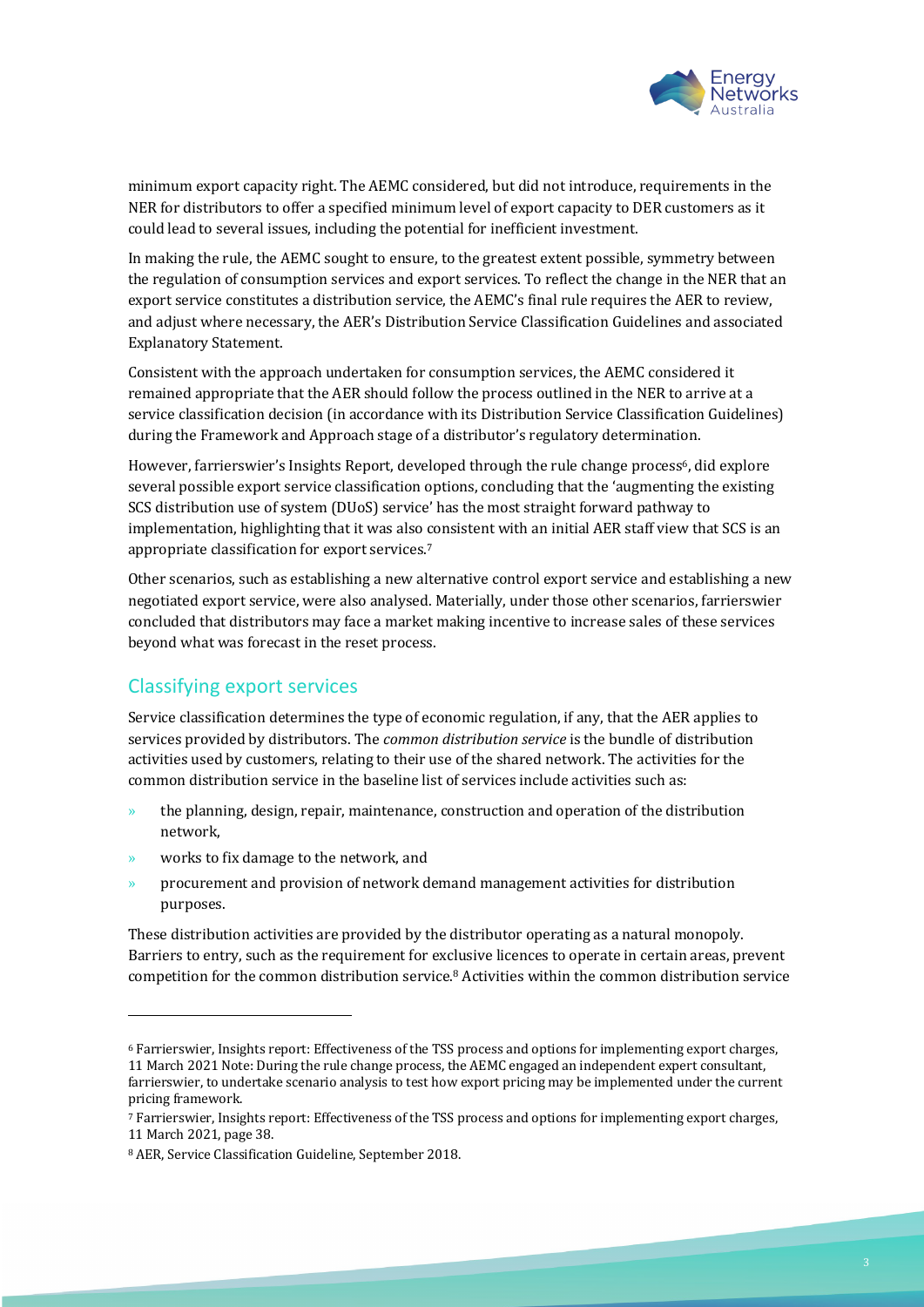minimum export capacity right. The AEMC considered, but did not introduce, requirements in the NER for distributors to offer a specified minimum level of export capacity to DER customers as it could lead to several issues, including the potential for inefficient investment.

In making the rule, the AEMC sought to ensure, to the greatest extent possible, symmetry between the regulation of consumption services and export services. To reflect the change in the NER that an export service constitutes a distribution service, the AEMC's final rule requires the AER to review, and adjust where necessary, the AER's Distribution Service Classification Guidelines and associated Explanatory Statement.

Consistent with the approach undertaken for consumption services, the AEMC considered it remained appropriate that the AER should follow the process outlined in the NER to arrive at a service classification decision (in accordance with its Distribution Service Classification Guidelines) during the Framework and Approach stage of a distributor's regulatory determination.

However, farrierswier's Insights Report, developed through the rule change process[6], did explore several possible export service classification options, concluding that the 'augmenting the existing SCS distribution use of system (DUoS) service' has the most straight forward pathway to implementation, highlighting that it was also consistent with an initial AER staff view that SCS is an appropriate classification for export services.[7]

Other scenarios, such as establishing a new alternative control export service and establishing a new negotiated export service, were also analysed. Materially, under those other scenarios, farrierswier concluded that distributors may face a market making incentive to increase sales of these services beyond what was forecast in the reset process.

## Classifying export services

Service classification determines the type of economic regulation, if any, that the AER applies to services provided by distributors. The *common distribution service* is the bundle of distribution activities used by customers, relating to their use of the shared network. The activities for the common distribution service in the baseline list of services include activities such as:

- the planning, design, repair, maintenance, construction and operation of the distribution network,
- works to fix damage to the network, and
- procurement and provision of network demand management activities for distribution purposes.

These distribution activities are provided by the distributor operating as a natural monopoly. Barriers to entry, such as the requirement for exclusive licences to operate in certain areas, prevent competition for the common distribution service.[8] Activities within the common distribution service

---

[6] Farrierswier, Insights report: Effectiveness of the TSS process and options for implementing export charges, 11 March 2021 Note: During the rule change process, the AEMC engaged an independent expert consultant, farrierswier, to undertake scenario analysis to test how export pricing may be implemented under the current pricing framework.

[7] Farrierswier, Insights report: Effectiveness of the TSS process and options for implementing export charges, 11 March 2021, page 38.

[8] AER, Service Classification Guideline, September 2018.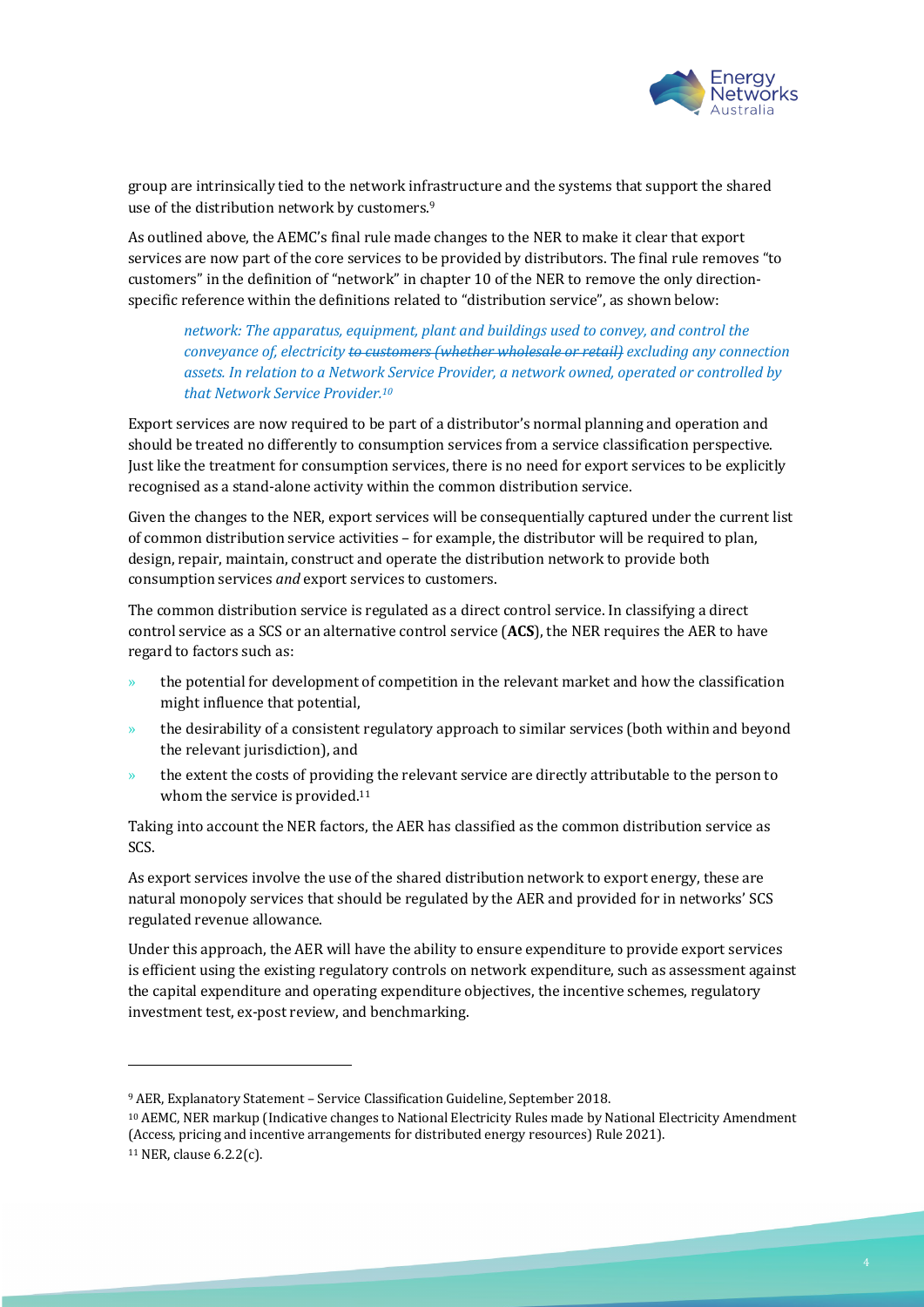group are intrinsically tied to the network infrastructure and the systems that support the shared use of the distribution network by customers.[9]

As outlined above, the AEMC's final rule made changes to the NER to make it clear that export services are now part of the core services to be provided by distributors. The final rule removes "to customers" in the definition of "network" in chapter 10 of the NER to remove the only direction-specific reference within the definitions related to "distribution service", as shown below:

> *network: The apparatus, equipment, plant and buildings used to convey, and control the conveyance of, electricity ~~to customers (whether wholesale or retail)~~ excluding any connection assets. In relation to a Network Service Provider, a network owned, operated or controlled by that Network Service Provider.*[10]

Export services are now required to be part of a distributor's normal planning and operation and should be treated no differently to consumption services from a service classification perspective. Just like the treatment for consumption services, there is no need for export services to be explicitly recognised as a stand-alone activity within the common distribution service.

Given the changes to the NER, export services will be consequentially captured under the current list of common distribution service activities – for example, the distributor will be required to plan, design, repair, maintain, construct and operate the distribution network to provide both consumption services *and* export services to customers.

The common distribution service is regulated as a direct control service. In classifying a direct control service as a SCS or an alternative control service (**ACS**), the NER requires the AER to have regard to factors such as:

- the potential for development of competition in the relevant market and how the classification might influence that potential,
- the desirability of a consistent regulatory approach to similar services (both within and beyond the relevant jurisdiction), and
- the extent the costs of providing the relevant service are directly attributable to the person to whom the service is provided.[11]

Taking into account the NER factors, the AER has classified as the common distribution service as SCS.

As export services involve the use of the shared distribution network to export energy, these are natural monopoly services that should be regulated by the AER and provided for in networks' SCS regulated revenue allowance.

Under this approach, the AER will have the ability to ensure expenditure to provide export services is efficient using the existing regulatory controls on network expenditure, such as assessment against the capital expenditure and operating expenditure objectives, the incentive schemes, regulatory investment test, ex-post review, and benchmarking.

---

[9] AER, Explanatory Statement – Service Classification Guideline, September 2018.

[10] AEMC, NER markup (Indicative changes to National Electricity Rules made by National Electricity Amendment (Access, pricing and incentive arrangements for distributed energy resources) Rule 2021).

[11] NER, clause 6.2.2(c).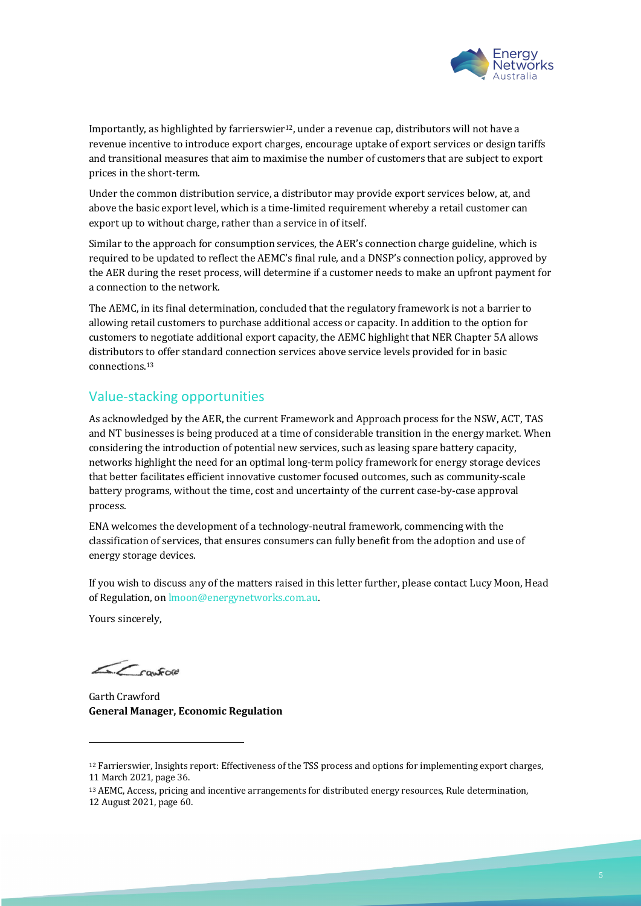Importantly, as highlighted by farrierswier[12], under a revenue cap, distributors will not have a revenue incentive to introduce export charges, encourage uptake of export services or design tariffs and transitional measures that aim to maximise the number of customers that are subject to export prices in the short-term.

Under the common distribution service, a distributor may provide export services below, at, and above the basic export level, which is a time-limited requirement whereby a retail customer can export up to without charge, rather than a service in of itself.

Similar to the approach for consumption services, the AER's connection charge guideline, which is required to be updated to reflect the AEMC's final rule, and a DNSP's connection policy, approved by the AER during the reset process, will determine if a customer needs to make an upfront payment for a connection to the network.

The AEMC, in its final determination, concluded that the regulatory framework is not a barrier to allowing retail customers to purchase additional access or capacity. In addition to the option for customers to negotiate additional export capacity, the AEMC highlight that NER Chapter 5A allows distributors to offer standard connection services above service levels provided for in basic connections.[13]

## Value-stacking opportunities

As acknowledged by the AER, the current Framework and Approach process for the NSW, ACT, TAS and NT businesses is being produced at a time of considerable transition in the energy market. When considering the introduction of potential new services, such as leasing spare battery capacity, networks highlight the need for an optimal long-term policy framework for energy storage devices that better facilitates efficient innovative customer focused outcomes, such as community-scale battery programs, without the time, cost and uncertainty of the current case-by-case approval process.

ENA welcomes the development of a technology-neutral framework, commencing with the classification of services, that ensures consumers can fully benefit from the adoption and use of energy storage devices.

If you wish to discuss any of the matters raised in this letter further, please contact Lucy Moon, Head of Regulation, on lmoon@energynetworks.com.au.

Yours sincerely,

Garth Crawford
**General Manager, Economic Regulation**

---

[12] Farrierswier, Insights report: Effectiveness of the TSS process and options for implementing export charges, 11 March 2021, page 36.

[13] AEMC, Access, pricing and incentive arrangements for distributed energy resources, Rule determination, 12 August 2021, page 60.